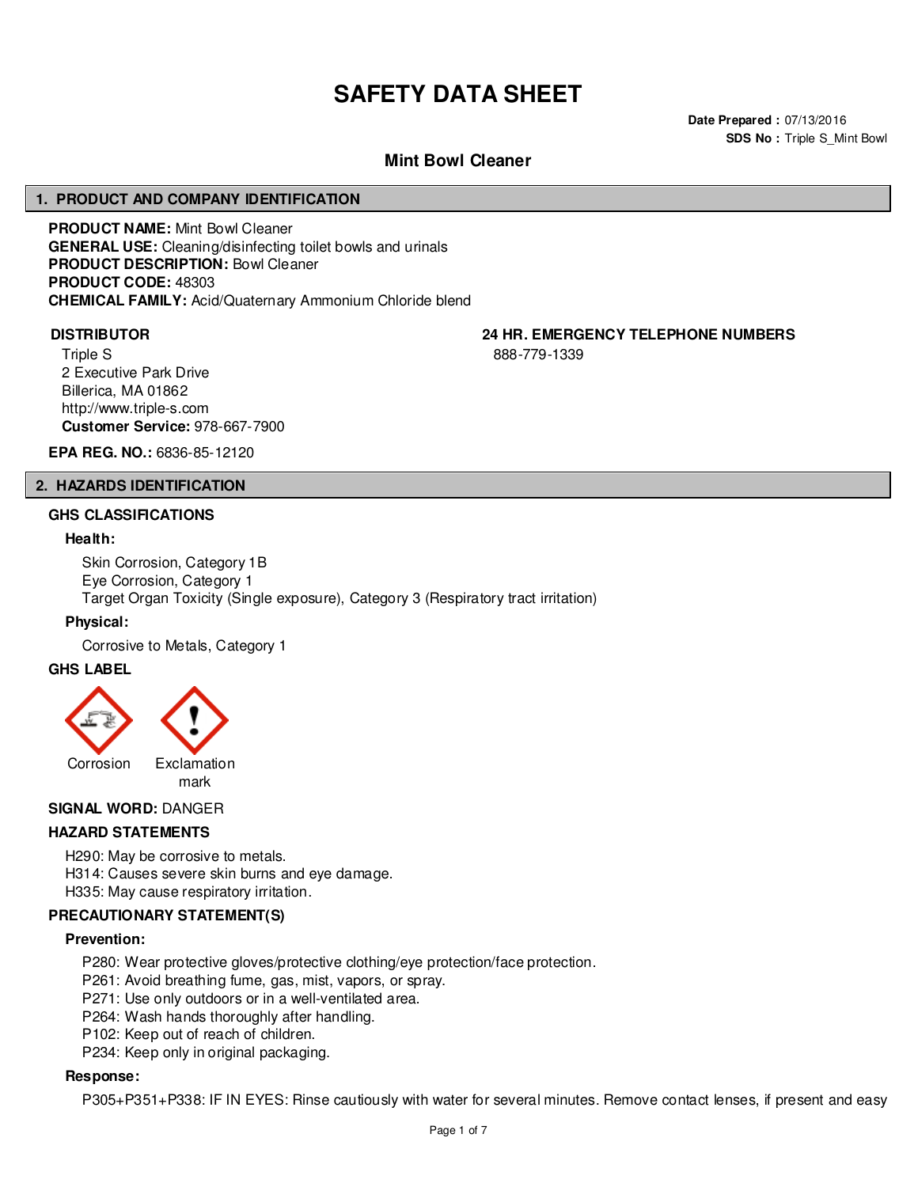# SAFETY DATA SHEET

**Date Prepared :** 07/13/2016
**SDS No :** Triple S_Mint Bowl

## Mint Bowl Cleaner

## 1. PRODUCT AND COMPANY IDENTIFICATION

**PRODUCT NAME:** Mint Bowl Cleaner
**GENERAL USE:** Cleaning/disinfecting toilet bowls and urinals
**PRODUCT DESCRIPTION:** Bowl Cleaner
**PRODUCT CODE:** 48303
**CHEMICAL FAMILY:** Acid/Quaternary Ammonium Chloride blend

**DISTRIBUTOR**

Triple S
2 Executive Park Drive
Billerica, MA 01862
http://www.triple-s.com
**Customer Service:** 978-667-7900

**24 HR. EMERGENCY TELEPHONE NUMBERS**

888-779-1339

**EPA REG. NO.:** 6836-85-12120

## 2. HAZARDS IDENTIFICATION

### GHS CLASSIFICATIONS

**Health:**

Skin Corrosion, Category 1B
Eye Corrosion, Category 1
Target Organ Toxicity (Single exposure), Category 3 (Respiratory tract irritation)

**Physical:**

Corrosive to Metals, Category 1

### GHS LABEL

Corrosion    Exclamation mark

**SIGNAL WORD:** DANGER

### HAZARD STATEMENTS

H290: May be corrosive to metals.
H314: Causes severe skin burns and eye damage.
H335: May cause respiratory irritation.

### PRECAUTIONARY STATEMENT(S)

**Prevention:**

P280: Wear protective gloves/protective clothing/eye protection/face protection.
P261: Avoid breathing fume, gas, mist, vapors, or spray.
P271: Use only outdoors or in a well-ventilated area.
P264: Wash hands thoroughly after handling.
P102: Keep out of reach of children.
P234: Keep only in original packaging.

**Response:**

P305+P351+P338: IF IN EYES: Rinse cautiously with water for several minutes. Remove contact lenses, if present and easy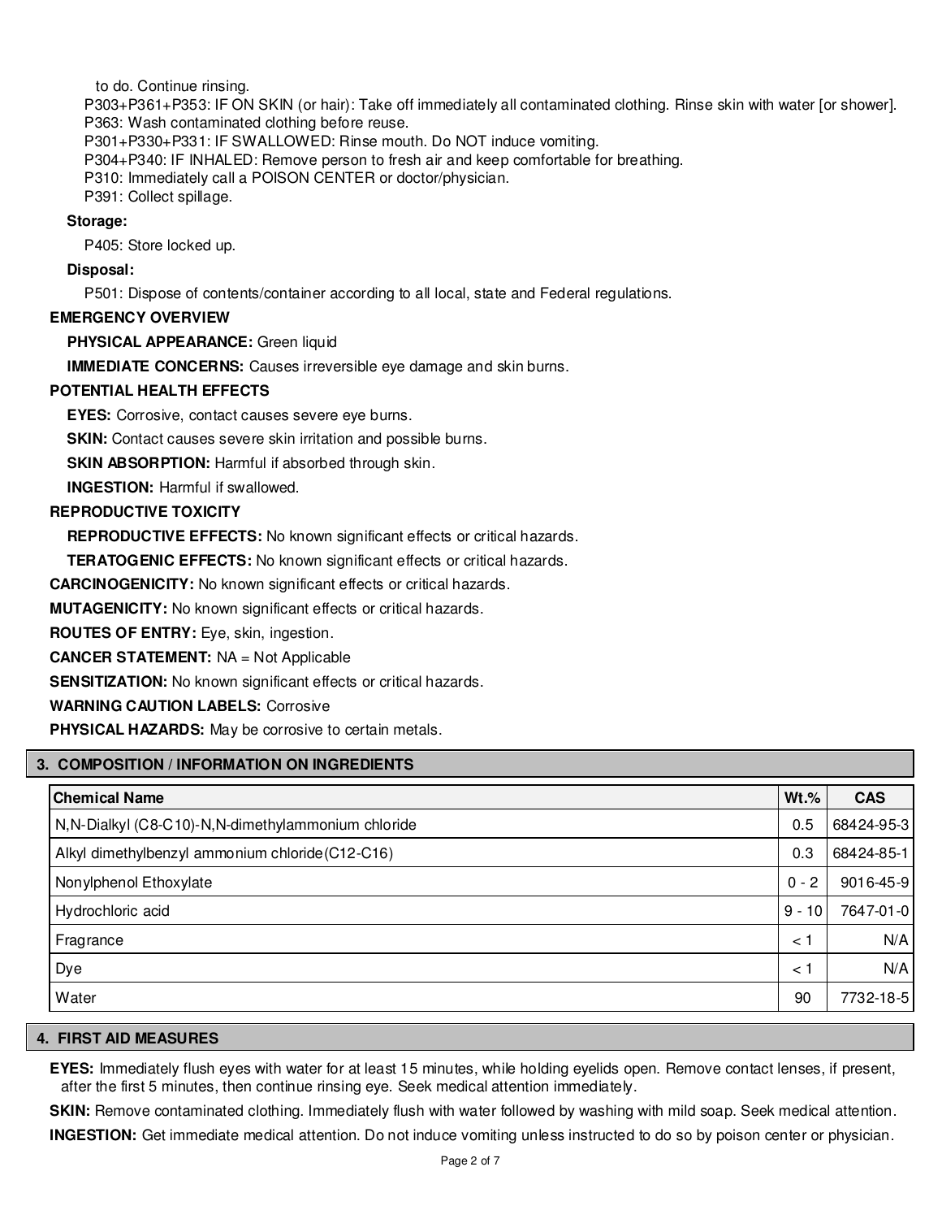to do. Continue rinsing.

P303+P361+P353: IF ON SKIN (or hair): Take off immediately all contaminated clothing. Rinse skin with water [or shower].
P363: Wash contaminated clothing before reuse.
P301+P330+P331: IF SWALLOWED: Rinse mouth. Do NOT induce vomiting.
P304+P340: IF INHALED: Remove person to fresh air and keep comfortable for breathing.
P310: Immediately call a POISON CENTER or doctor/physician.
P391: Collect spillage.

**Storage:**

P405: Store locked up.

**Disposal:**

P501: Dispose of contents/container according to all local, state and Federal regulations.

**EMERGENCY OVERVIEW**

**PHYSICAL APPEARANCE:** Green liquid

**IMMEDIATE CONCERNS:** Causes irreversible eye damage and skin burns.

**POTENTIAL HEALTH EFFECTS**

**EYES:** Corrosive, contact causes severe eye burns.

**SKIN:** Contact causes severe skin irritation and possible burns.

**SKIN ABSORPTION:** Harmful if absorbed through skin.

**INGESTION:** Harmful if swallowed.

**REPRODUCTIVE TOXICITY**

**REPRODUCTIVE EFFECTS:** No known significant effects or critical hazards.

**TERATOGENIC EFFECTS:** No known significant effects or critical hazards.

**CARCINOGENICITY:** No known significant effects or critical hazards.

**MUTAGENICITY:** No known significant effects or critical hazards.

**ROUTES OF ENTRY:** Eye, skin, ingestion.

**CANCER STATEMENT:** NA = Not Applicable

**SENSITIZATION:** No known significant effects or critical hazards.

**WARNING CAUTION LABELS:** Corrosive

**PHYSICAL HAZARDS:** May be corrosive to certain metals.

## 3. COMPOSITION / INFORMATION ON INGREDIENTS

| Chemical Name | Wt.% | CAS |
|---|---|---|
| N,N-Dialkyl (C8-C10)-N,N-dimethylammonium chloride | 0.5 | 68424-95-3 |
| Alkyl dimethylbenzyl ammonium chloride(C12-C16) | 0.3 | 68424-85-1 |
| Nonylphenol Ethoxylate | 0 - 2 | 9016-45-9 |
| Hydrochloric acid | 9 - 10 | 7647-01-0 |
| Fragrance | < 1 | N/A |
| Dye | < 1 | N/A |
| Water | 90 | 7732-18-5 |

## 4. FIRST AID MEASURES

**EYES:** Immediately flush eyes with water for at least 15 minutes, while holding eyelids open. Remove contact lenses, if present, after the first 5 minutes, then continue rinsing eye. Seek medical attention immediately.

**SKIN:** Remove contaminated clothing. Immediately flush with water followed by washing with mild soap. Seek medical attention.

**INGESTION:** Get immediate medical attention. Do not induce vomiting unless instructed to do so by poison center or physician.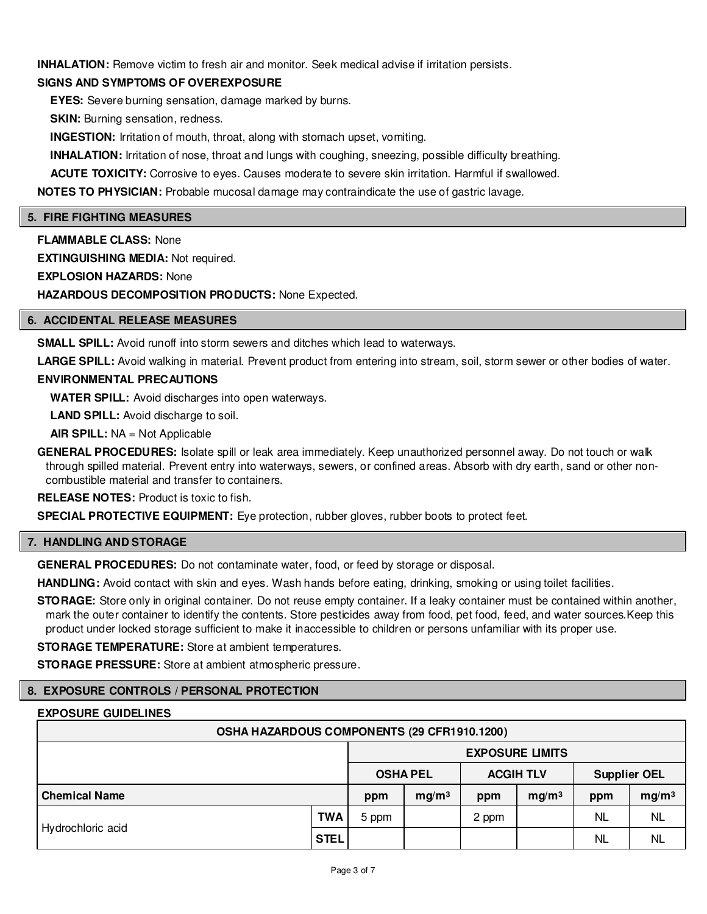**INHALATION:** Remove victim to fresh air and monitor. Seek medical advise if irritation persists.

**SIGNS AND SYMPTOMS OF OVEREXPOSURE**

**EYES:** Severe burning sensation, damage marked by burns.

**SKIN:** Burning sensation, redness.

**INGESTION:** Irritation of mouth, throat, along with stomach upset, vomiting.

**INHALATION:** Irritation of nose, throat and lungs with coughing, sneezing, possible difficulty breathing.

**ACUTE TOXICITY:** Corrosive to eyes. Causes moderate to severe skin irritation. Harmful if swallowed.

**NOTES TO PHYSICIAN:** Probable mucosal damage may contraindicate the use of gastric lavage.

## 5. FIRE FIGHTING MEASURES

**FLAMMABLE CLASS:** None

**EXTINGUISHING MEDIA:** Not required.

**EXPLOSION HAZARDS:** None

**HAZARDOUS DECOMPOSITION PRODUCTS:** None Expected.

## 6. ACCIDENTAL RELEASE MEASURES

**SMALL SPILL:** Avoid runoff into storm sewers and ditches which lead to waterways.

**LARGE SPILL:** Avoid walking in material. Prevent product from entering into stream, soil, storm sewer or other bodies of water.

**ENVIRONMENTAL PRECAUTIONS**

**WATER SPILL:** Avoid discharges into open waterways.

**LAND SPILL:** Avoid discharge to soil.

**AIR SPILL:** NA = Not Applicable

**GENERAL PROCEDURES:** Isolate spill or leak area immediately. Keep unauthorized personnel away. Do not touch or walk through spilled material. Prevent entry into waterways, sewers, or confined areas. Absorb with dry earth, sand or other non-combustible material and transfer to containers.

**RELEASE NOTES:** Product is toxic to fish.

**SPECIAL PROTECTIVE EQUIPMENT:** Eye protection, rubber gloves, rubber boots to protect feet.

## 7. HANDLING AND STORAGE

**GENERAL PROCEDURES:** Do not contaminate water, food, or feed by storage or disposal.

**HANDLING:** Avoid contact with skin and eyes. Wash hands before eating, drinking, smoking or using toilet facilities.

**STORAGE:** Store only in original container. Do not reuse empty container. If a leaky container must be contained within another, mark the outer container to identify the contents. Store pesticides away from food, pet food, feed, and water sources.Keep this product under locked storage sufficient to make it inaccessible to children or persons unfamiliar with its proper use.

**STORAGE TEMPERATURE:** Store at ambient temperatures.

**STORAGE PRESSURE:** Store at ambient atmospheric pressure.

## 8. EXPOSURE CONTROLS / PERSONAL PROTECTION

**EXPOSURE GUIDELINES**

| OSHA HAZARDOUS COMPONENTS (29 CFR1910.1200) | | | | | | | |
|---|---|---|---|---|---|---|---|
| | | EXPOSURE LIMITS | | | | | |
| | | OSHA PEL | | ACGIH TLV | | Supplier OEL | |
| **Chemical Name** | | ppm | $mg/m^3$ | ppm | $mg/m^3$ | ppm | $mg/m^3$ |
| Hydrochloric acid | TWA | 5 ppm | | 2 ppm | | NL | NL |
| | STEL | | | | | NL | NL |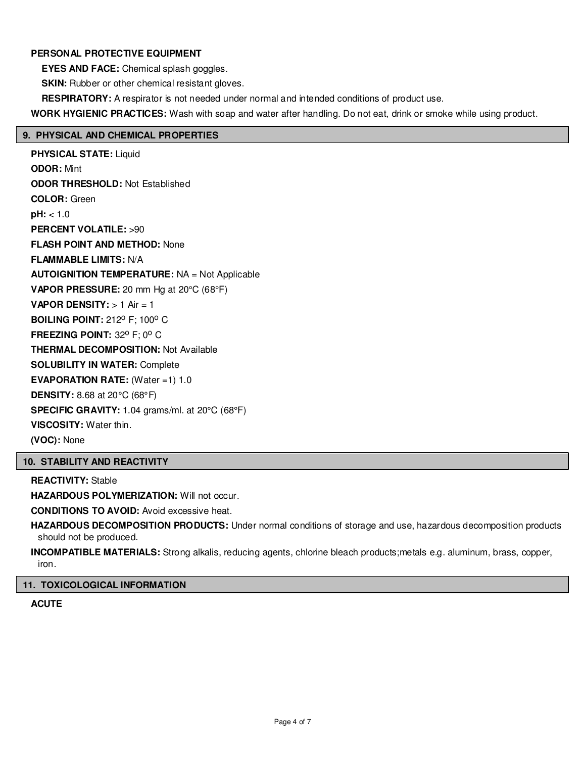**PERSONAL PROTECTIVE EQUIPMENT**

**EYES AND FACE:** Chemical splash goggles.

**SKIN:** Rubber or other chemical resistant gloves.

**RESPIRATORY:** A respirator is not needed under normal and intended conditions of product use.

**WORK HYGIENIC PRACTICES:** Wash with soap and water after handling. Do not eat, drink or smoke while using product.

## 9. PHYSICAL AND CHEMICAL PROPERTIES

**PHYSICAL STATE:** Liquid

**ODOR:** Mint

**ODOR THRESHOLD:** Not Established

**COLOR:** Green

**pH:** < 1.0

**PERCENT VOLATILE:** >90

**FLASH POINT AND METHOD:** None

**FLAMMABLE LIMITS:** N/A

**AUTOIGNITION TEMPERATURE:** NA = Not Applicable

**VAPOR PRESSURE:** 20 mm Hg at 20°C (68°F)

**VAPOR DENSITY:** > 1 Air = 1

**BOILING POINT:** 212° F; 100° C

**FREEZING POINT:** 32° F; 0° C

**THERMAL DECOMPOSITION:** Not Available

**SOLUBILITY IN WATER:** Complete

**EVAPORATION RATE:** (Water =1) 1.0

**DENSITY:** 8.68 at 20°C (68°F)

**SPECIFIC GRAVITY:** 1.04 grams/ml. at 20°C (68°F)

**VISCOSITY:** Water thin.

**(VOC):** None

## 10. STABILITY AND REACTIVITY

**REACTIVITY:** Stable

**HAZARDOUS POLYMERIZATION:** Will not occur.

**CONDITIONS TO AVOID:** Avoid excessive heat.

**HAZARDOUS DECOMPOSITION PRODUCTS:** Under normal conditions of storage and use, hazardous decomposition products should not be produced.

**INCOMPATIBLE MATERIALS:** Strong alkalis, reducing agents, chlorine bleach products;metals e.g. aluminum, brass, copper, iron.

## 11. TOXICOLOGICAL INFORMATION

**ACUTE**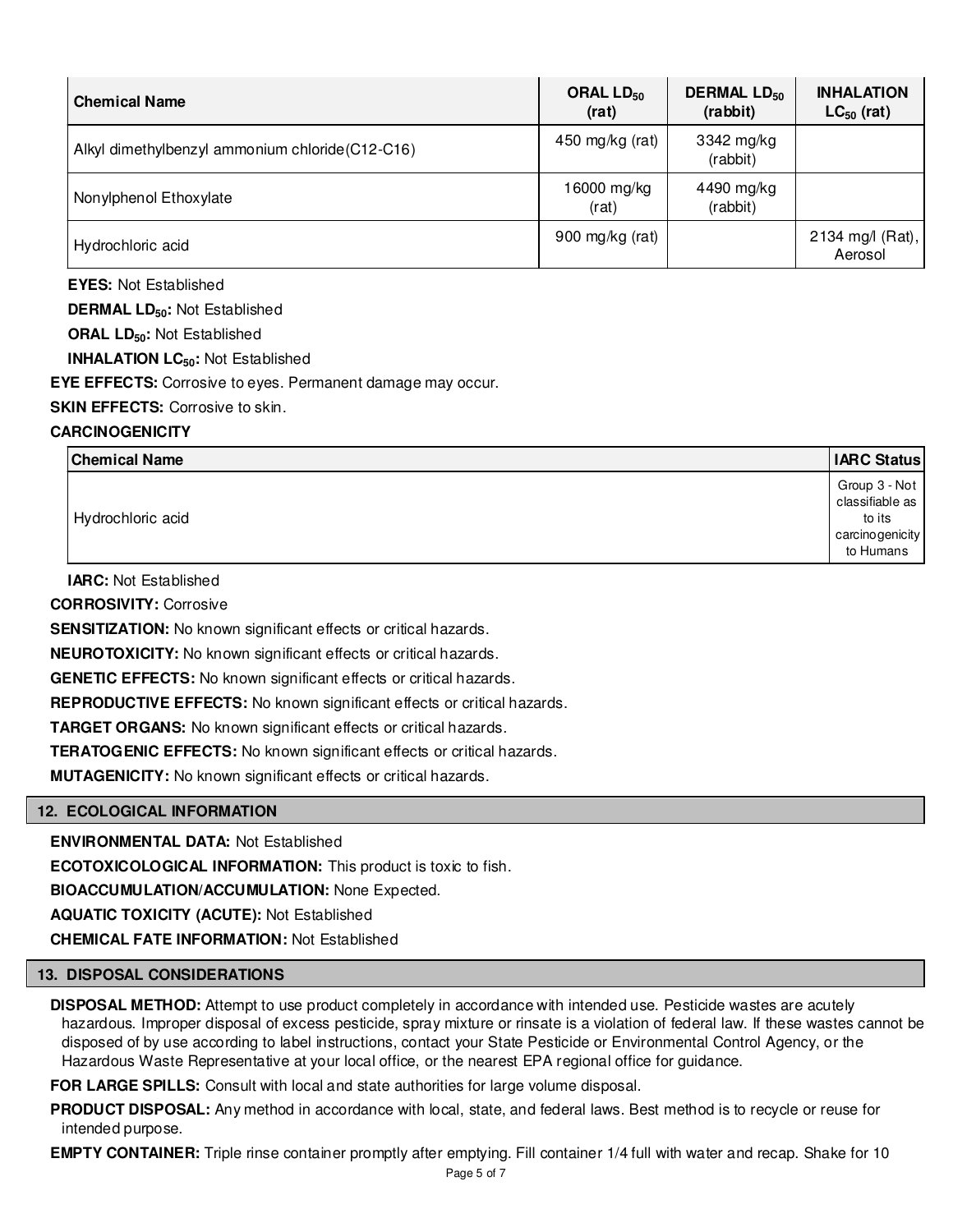| Chemical Name | ORAL $LD_{50}$ (rat) | DERMAL $LD_{50}$ (rabbit) | INHALATION $LC_{50}$ (rat) |
|---|---|---|---|
| Alkyl dimethylbenzyl ammonium chloride(C12-C16) | 450 mg/kg (rat) | 3342 mg/kg (rabbit) | |
| Nonylphenol Ethoxylate | 16000 mg/kg (rat) | 4490 mg/kg (rabbit) | |
| Hydrochloric acid | 900 mg/kg (rat) | | 2134 mg/l (Rat), Aerosol |

**EYES:** Not Established

**DERMAL $LD_{50}$:** Not Established

**ORAL $LD_{50}$:** Not Established

**INHALATION $LC_{50}$:** Not Established

**EYE EFFECTS:** Corrosive to eyes. Permanent damage may occur.

**SKIN EFFECTS:** Corrosive to skin.

**CARCINOGENICITY**

| Chemical Name | IARC Status |
|---|---|
| Hydrochloric acid | Group 3 - Not classifiable as to its carcinogenicity to Humans |

**IARC:** Not Established

**CORROSIVITY:** Corrosive

**SENSITIZATION:** No known significant effects or critical hazards.

**NEUROTOXICITY:** No known significant effects or critical hazards.

**GENETIC EFFECTS:** No known significant effects or critical hazards.

**REPRODUCTIVE EFFECTS:** No known significant effects or critical hazards.

**TARGET ORGANS:** No known significant effects or critical hazards.

**TERATOGENIC EFFECTS:** No known significant effects or critical hazards.

**MUTAGENICITY:** No known significant effects or critical hazards.

## 12. ECOLOGICAL INFORMATION

**ENVIRONMENTAL DATA:** Not Established

**ECOTOXICOLOGICAL INFORMATION:** This product is toxic to fish.

**BIOACCUMULATION/ACCUMULATION:** None Expected.

**AQUATIC TOXICITY (ACUTE):** Not Established

**CHEMICAL FATE INFORMATION:** Not Established

## 13. DISPOSAL CONSIDERATIONS

**DISPOSAL METHOD:** Attempt to use product completely in accordance with intended use. Pesticide wastes are acutely hazardous. Improper disposal of excess pesticide, spray mixture or rinsate is a violation of federal law. If these wastes cannot be disposed of by use according to label instructions, contact your State Pesticide or Environmental Control Agency, or the Hazardous Waste Representative at your local office, or the nearest EPA regional office for guidance.

**FOR LARGE SPILLS:** Consult with local and state authorities for large volume disposal.

**PRODUCT DISPOSAL:** Any method in accordance with local, state, and federal laws. Best method is to recycle or reuse for intended purpose.

**EMPTY CONTAINER:** Triple rinse container promptly after emptying. Fill container 1/4 full with water and recap. Shake for 10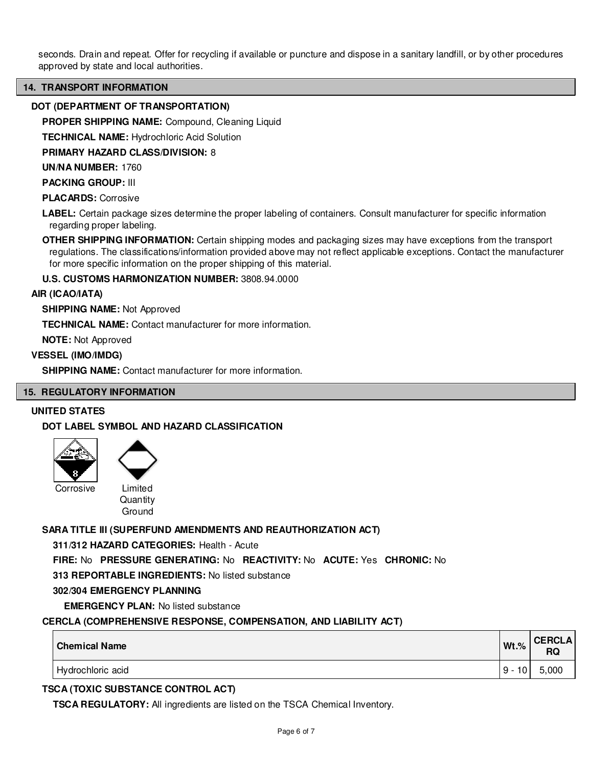seconds. Drain and repeat. Offer for recycling if available or puncture and dispose in a sanitary landfill, or by other procedures approved by state and local authorities.

## 14. TRANSPORT INFORMATION

### DOT (DEPARTMENT OF TRANSPORTATION)

**PROPER SHIPPING NAME:** Compound, Cleaning Liquid

**TECHNICAL NAME:** Hydrochloric Acid Solution

**PRIMARY HAZARD CLASS/DIVISION:** 8

**UN/NA NUMBER:** 1760

**PACKING GROUP:** III

**PLACARDS:** Corrosive

**LABEL:** Certain package sizes determine the proper labeling of containers. Consult manufacturer for specific information regarding proper labeling.

**OTHER SHIPPING INFORMATION:** Certain shipping modes and packaging sizes may have exceptions from the transport regulations. The classifications/information provided above may not reflect applicable exceptions. Contact the manufacturer for more specific information on the proper shipping of this material.

**U.S. CUSTOMS HARMONIZATION NUMBER:** 3808.94.0000

### AIR (ICAO/IATA)

**SHIPPING NAME:** Not Approved

**TECHNICAL NAME:** Contact manufacturer for more information.

**NOTE:** Not Approved

### VESSEL (IMO/IMDG)

**SHIPPING NAME:** Contact manufacturer for more information.

## 15. REGULATORY INFORMATION

### UNITED STATES

#### DOT LABEL SYMBOL AND HAZARD CLASSIFICATION

Corrosive

Limited Quantity Ground

#### SARA TITLE III (SUPERFUND AMENDMENTS AND REAUTHORIZATION ACT)

**311/312 HAZARD CATEGORIES:** Health - Acute

**FIRE:** No **PRESSURE GENERATING:** No **REACTIVITY:** No **ACUTE:** Yes **CHRONIC:** No

**313 REPORTABLE INGREDIENTS:** No listed substance

**302/304 EMERGENCY PLANNING**

**EMERGENCY PLAN:** No listed substance

#### CERCLA (COMPREHENSIVE RESPONSE, COMPENSATION, AND LIABILITY ACT)

| Chemical Name | Wt.% | CERCLA RQ |
|---|---|---|
| Hydrochloric acid | 9 - 10 | 5,000 |

#### TSCA (TOXIC SUBSTANCE CONTROL ACT)

**TSCA REGULATORY:** All ingredients are listed on the TSCA Chemical Inventory.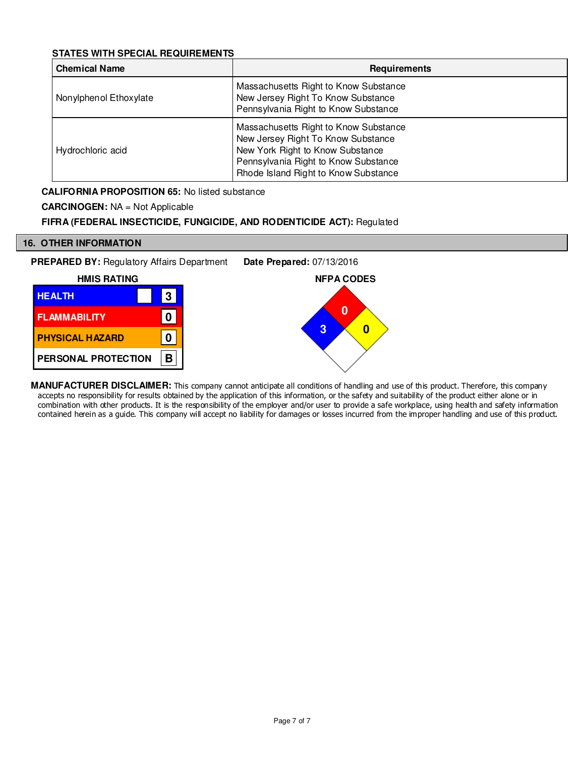**STATES WITH SPECIAL REQUIREMENTS**

| Chemical Name | Requirements |
|---|---|
| Nonylphenol Ethoxylate | Massachusetts Right to Know Substance<br>New Jersey Right To Know Substance<br>Pennsylvania Right to Know Substance |
| Hydrochloric acid | Massachusetts Right to Know Substance<br>New Jersey Right To Know Substance<br>New York Right to Know Substance<br>Pennsylvania Right to Know Substance<br>Rhode Island Right to Know Substance |

**CALIFORNIA PROPOSITION 65:** No listed substance

**CARCINOGEN:** NA = Not Applicable

**FIFRA (FEDERAL INSECTICIDE, FUNGICIDE, AND RODENTICIDE ACT):** Regulated

## 16. OTHER INFORMATION

**PREPARED BY:** Regulatory Affairs Department **Date Prepared:** 07/13/2016

**HMIS RATING**

| | |
|---|---|
| HEALTH | 3 |
| FLAMMABILITY | 0 |
| PHYSICAL HAZARD | 0 |
| PERSONAL PROTECTION | B |

**NFPA CODES**

0

3

0

**MANUFACTURER DISCLAIMER:** This company cannot anticipate all conditions of handling and use of this product. Therefore, this company accepts no responsibility for results obtained by the application of this information, or the safety and suitability of the product either alone or in combination with other products. It is the responsibility of the employer and/or user to provide a safe workplace, using health and safety information contained herein as a guide. This company will accept no liability for damages or losses incurred from the improper handling and use of this product.